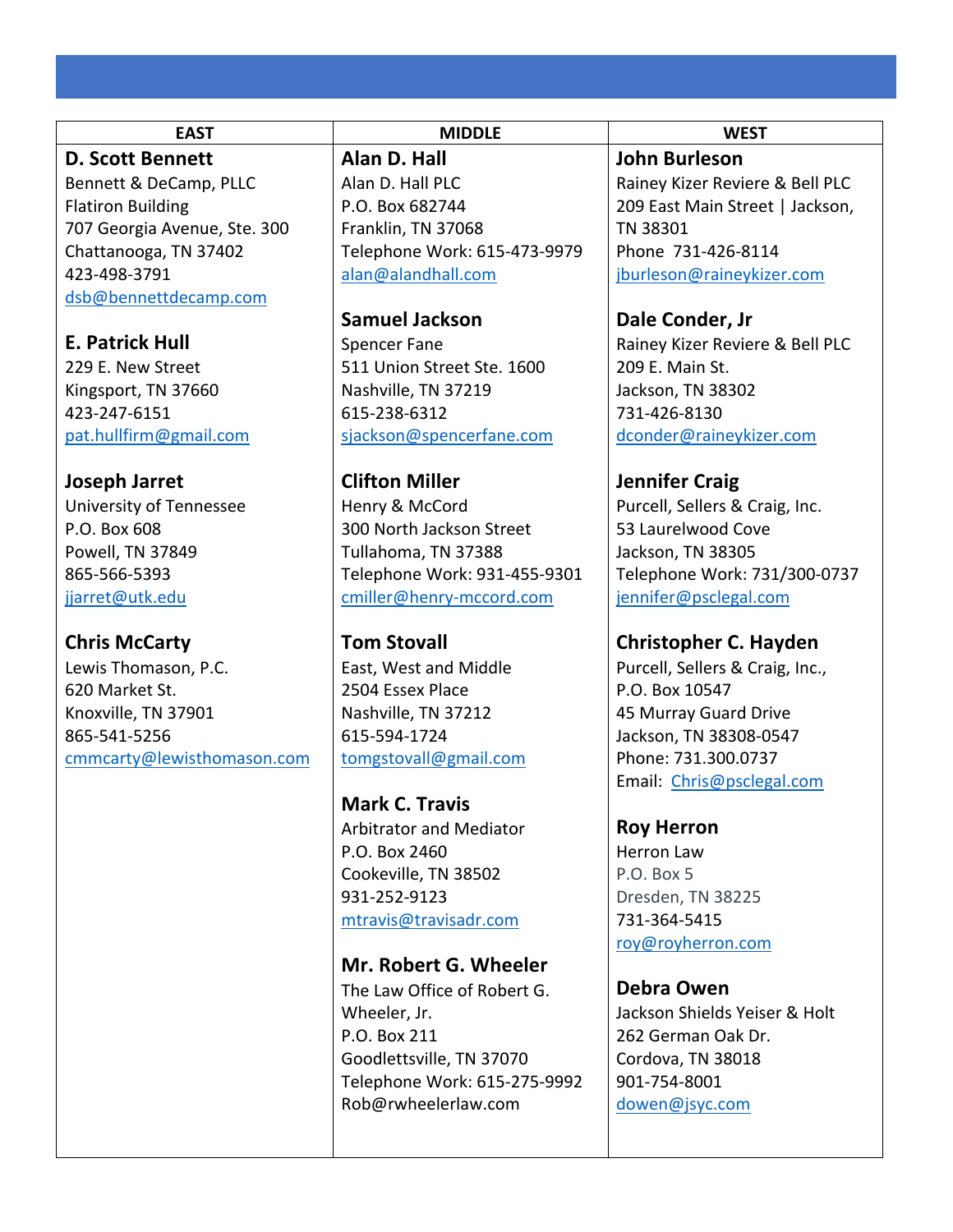| EAST | MIDDLE | WEST |
|---|---|---|
| **D. Scott Bennett**<br>Bennett & DeCamp, PLLC<br>Flatiron Building<br>707 Georgia Avenue, Ste. 300<br>Chattanooga, TN 37402<br>423-498-3791<br>dsb@bennettdecamp.com<br><br>**E. Patrick Hull**<br>229 E. New Street<br>Kingsport, TN 37660<br>423-247-6151<br>pat.hullfirm@gmail.com<br><br>**Joseph Jarret**<br>University of Tennessee<br>P.O. Box 608<br>Powell, TN 37849<br>865-566-5393<br>jjarret@utk.edu<br><br>**Chris McCarty**<br>Lewis Thomason, P.C.<br>620 Market St.<br>Knoxville, TN 37901<br>865-541-5256<br>cmmcarty@lewisthomason.com | **Alan D. Hall**<br>Alan D. Hall PLC<br>P.O. Box 682744<br>Franklin, TN 37068<br>Telephone Work: 615-473-9979<br>alan@alandhall.com<br><br>**Samuel Jackson**<br>Spencer Fane<br>511 Union Street Ste. 1600<br>Nashville, TN 37219<br>615-238-6312<br>sjackson@spencerfane.com<br><br>**Clifton Miller**<br>Henry & McCord<br>300 North Jackson Street<br>Tullahoma, TN 37388<br>Telephone Work: 931-455-9301<br>cmiller@henry-mccord.com<br><br>**Tom Stovall**<br>East, West and Middle<br>2504 Essex Place<br>Nashville, TN 37212<br>615-594-1724<br>tomgstovall@gmail.com<br><br>**Mark C. Travis**<br>Arbitrator and Mediator<br>P.O. Box 2460<br>Cookeville, TN 38502<br>931-252-9123<br>mtravis@travisadr.com<br><br>**Mr. Robert G. Wheeler**<br>The Law Office of Robert G. Wheeler, Jr.<br>P.O. Box 211<br>Goodlettsville, TN 37070<br>Telephone Work: 615-275-9992<br>Rob@rwheelerlaw.com | **John Burleson**<br>Rainey Kizer Reviere & Bell PLC<br>209 East Main Street \| Jackson, TN 38301<br>Phone 731-426-8114<br>jburleson@raineykizer.com<br><br>**Dale Conder, Jr**<br>Rainey Kizer Reviere & Bell PLC<br>209 E. Main St.<br>Jackson, TN 38302<br>731-426-8130<br>dconder@raineykizer.com<br><br>**Jennifer Craig**<br>Purcell, Sellers & Craig, Inc.<br>53 Laurelwood Cove<br>Jackson, TN 38305<br>Telephone Work: 731/300-0737<br>jennifer@psclegal.com<br><br>**Christopher C. Hayden**<br>Purcell, Sellers & Craig, Inc.,<br>P.O. Box 10547<br>45 Murray Guard Drive<br>Jackson, TN 38308-0547<br>Phone: 731.300.0737<br>Email: Chris@psclegal.com<br><br>**Roy Herron**<br>Herron Law<br>P.O. Box 5<br>Dresden, TN 38225<br>731-364-5415<br>roy@royherron.com<br><br>**Debra Owen**<br>Jackson Shields Yeiser & Holt<br>262 German Oak Dr.<br>Cordova, TN 38018<br>901-754-8001<br>dowen@jsyc.com |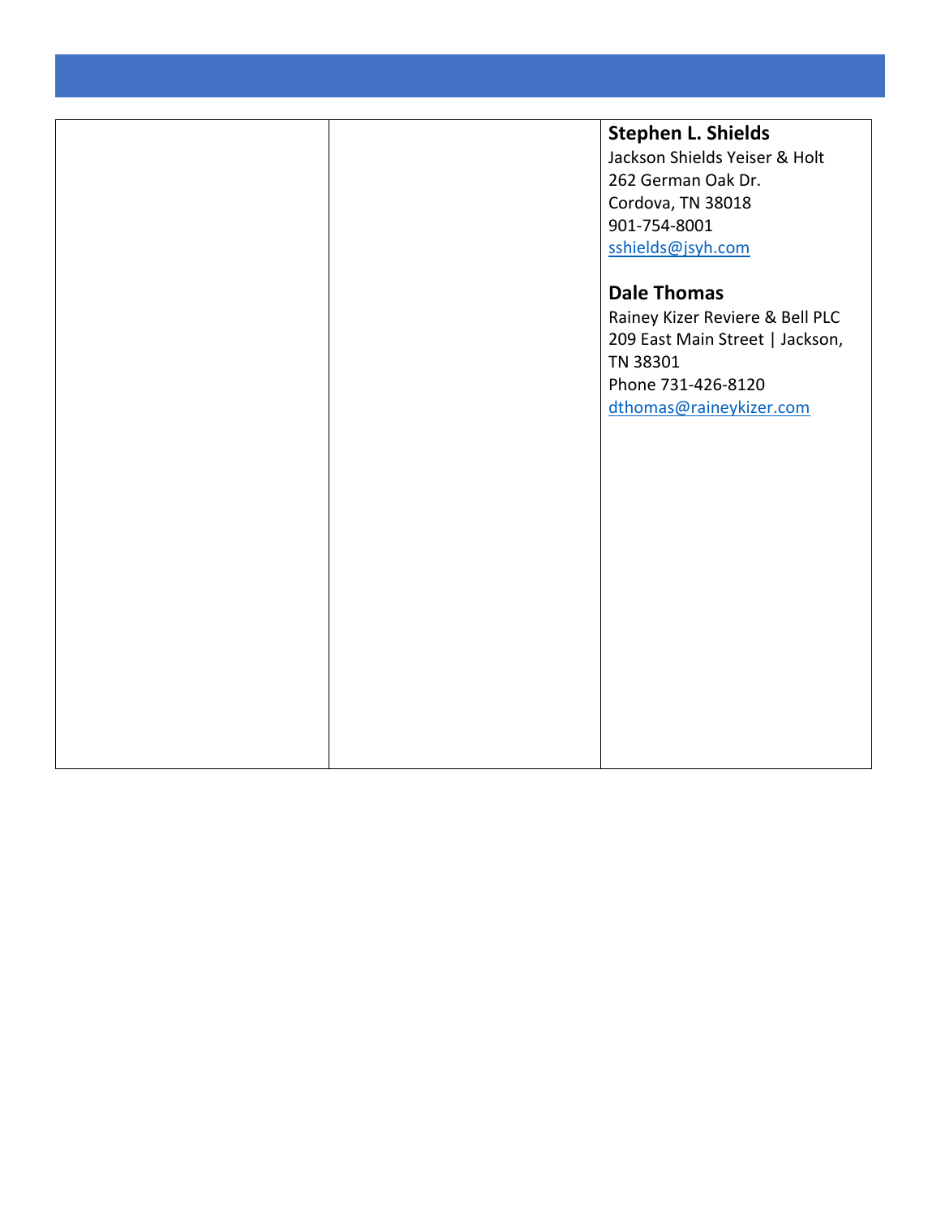| | | |
|---|---|---|
| | | **Stephen L. Shields**<br>Jackson Shields Yeiser & Holt<br>262 German Oak Dr.<br>Cordova, TN 38018<br>901-754-8001<br>sshields@jsyh.com<br><br>**Dale Thomas**<br>Rainey Kizer Reviere & Bell PLC<br>209 East Main Street \| Jackson, TN 38301<br>Phone 731-426-8120<br>dthomas@raineykizer.com |